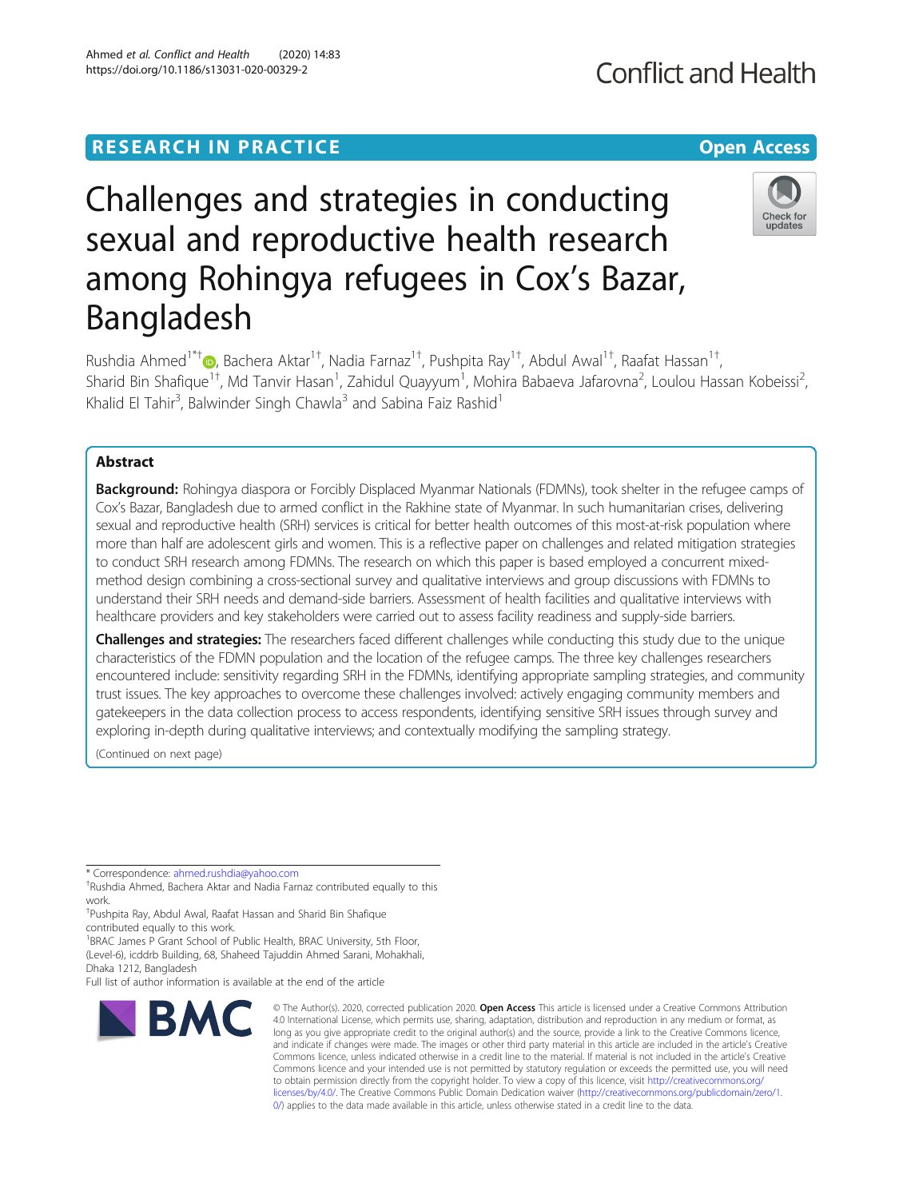RESEARCH IN PRACTICE

Open Access

# Challenges and strategies in conducting sexual and reproductive health research among Rohingya refugees in Cox's Bazar, Bangladesh

Rushdia Ahmed[1*†], Bachera Aktar[1†], Nadia Farnaz[1†], Pushpita Ray[1†], Abdul Awal[1†], Raafat Hassan[1†], Sharid Bin Shafique[1†], Md Tanvir Hasan[1], Zahidul Quayyum[1], Mohira Babaeva Jafarovna[2], Loulou Hassan Kobeissi[2], Khalid El Tahir[3], Balwinder Singh Chawla[3] and Sabina Faiz Rashid[1]

## Abstract

**Background:** Rohingya diaspora or Forcibly Displaced Myanmar Nationals (FDMNs), took shelter in the refugee camps of Cox's Bazar, Bangladesh due to armed conflict in the Rakhine state of Myanmar. In such humanitarian crises, delivering sexual and reproductive health (SRH) services is critical for better health outcomes of this most-at-risk population where more than half are adolescent girls and women. This is a reflective paper on challenges and related mitigation strategies to conduct SRH research among FDMNs. The research on which this paper is based employed a concurrent mixed-method design combining a cross-sectional survey and qualitative interviews and group discussions with FDMNs to understand their SRH needs and demand-side barriers. Assessment of health facilities and qualitative interviews with healthcare providers and key stakeholders were carried out to assess facility readiness and supply-side barriers.

**Challenges and strategies:** The researchers faced different challenges while conducting this study due to the unique characteristics of the FDMN population and the location of the refugee camps. The three key challenges researchers encountered include: sensitivity regarding SRH in the FDMNs, identifying appropriate sampling strategies, and community trust issues. The key approaches to overcome these challenges involved: actively engaging community members and gatekeepers in the data collection process to access respondents, identifying sensitive SRH issues through survey and exploring in-depth during qualitative interviews; and contextually modifying the sampling strategy.

(Continued on next page)

---

\* Correspondence: ahmed.rushdia@yahoo.com

†Rushdia Ahmed, Bachera Aktar and Nadia Farnaz contributed equally to this work.

†Pushpita Ray, Abdul Awal, Raafat Hassan and Sharid Bin Shafique contributed equally to this work.

[1]BRAC James P Grant School of Public Health, BRAC University, 5th Floor, (Level-6), icddrb Building, 68, Shaheed Tajuddin Ahmed Sarani, Mohakhali, Dhaka 1212, Bangladesh

Full list of author information is available at the end of the article

© The Author(s). 2020, corrected publication 2020. **Open Access** This article is licensed under a Creative Commons Attribution 4.0 International License, which permits use, sharing, adaptation, distribution and reproduction in any medium or format, as long as you give appropriate credit to the original author(s) and the source, provide a link to the Creative Commons licence, and indicate if changes were made. The images or other third party material in this article are included in the article's Creative Commons licence, unless indicated otherwise in a credit line to the material. If material is not included in the article's Creative Commons licence and your intended use is not permitted by statutory regulation or exceeds the permitted use, you will need to obtain permission directly from the copyright holder. To view a copy of this licence, visit http://creativecommons.org/licenses/by/4.0/. The Creative Commons Public Domain Dedication waiver (http://creativecommons.org/publicdomain/zero/1.0/) applies to the data made available in this article, unless otherwise stated in a credit line to the data.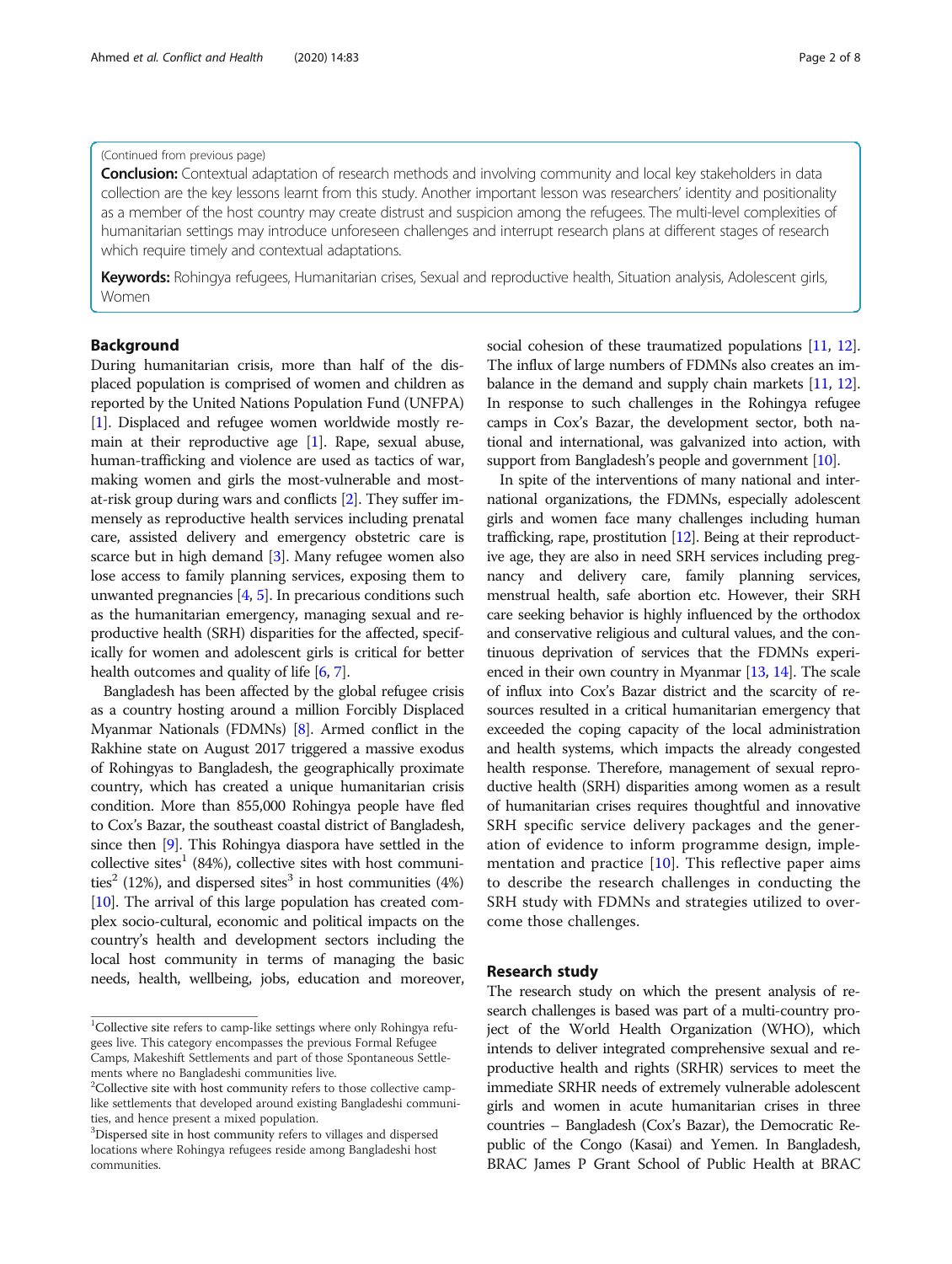(Continued from previous page)

**Conclusion:** Contextual adaptation of research methods and involving community and local key stakeholders in data collection are the key lessons learnt from this study. Another important lesson was researchers' identity and positionality as a member of the host country may create distrust and suspicion among the refugees. The multi-level complexities of humanitarian settings may introduce unforeseen challenges and interrupt research plans at different stages of research which require timely and contextual adaptations.

**Keywords:** Rohingya refugees, Humanitarian crises, Sexual and reproductive health, Situation analysis, Adolescent girls, Women

## Background

During humanitarian crisis, more than half of the displaced population is comprised of women and children as reported by the United Nations Population Fund (UNFPA) [1]. Displaced and refugee women worldwide mostly remain at their reproductive age [1]. Rape, sexual abuse, human-trafficking and violence are used as tactics of war, making women and girls the most-vulnerable and most-at-risk group during wars and conflicts [2]. They suffer immensely as reproductive health services including prenatal care, assisted delivery and emergency obstetric care is scarce but in high demand [3]. Many refugee women also lose access to family planning services, exposing them to unwanted pregnancies [4, 5]. In precarious conditions such as the humanitarian emergency, managing sexual and reproductive health (SRH) disparities for the affected, specifically for women and adolescent girls is critical for better health outcomes and quality of life [6, 7].

Bangladesh has been affected by the global refugee crisis as a country hosting around a million Forcibly Displaced Myanmar Nationals (FDMNs) [8]. Armed conflict in the Rakhine state on August 2017 triggered a massive exodus of Rohingyas to Bangladesh, the geographically proximate country, which has created a unique humanitarian crisis condition. More than 855,000 Rohingya people have fled to Cox's Bazar, the southeast coastal district of Bangladesh, since then [9]. This Rohingya diaspora have settled in the collective sites[1] (84%), collective sites with host communities[2] (12%), and dispersed sites[3] in host communities (4%) [10]. The arrival of this large population has created complex socio-cultural, economic and political impacts on the country's health and development sectors including the local host community in terms of managing the basic needs, health, wellbeing, jobs, education and moreover, social cohesion of these traumatized populations [11, 12]. The influx of large numbers of FDMNs also creates an imbalance in the demand and supply chain markets [11, 12]. In response to such challenges in the Rohingya refugee camps in Cox's Bazar, the development sector, both national and international, was galvanized into action, with support from Bangladesh's people and government [10].

In spite of the interventions of many national and international organizations, the FDMNs, especially adolescent girls and women face many challenges including human trafficking, rape, prostitution [12]. Being at their reproductive age, they are also in need SRH services including pregnancy and delivery care, family planning services, menstrual health, safe abortion etc. However, their SRH care seeking behavior is highly influenced by the orthodox and conservative religious and cultural values, and the continuous deprivation of services that the FDMNs experienced in their own country in Myanmar [13, 14]. The scale of influx into Cox's Bazar district and the scarcity of resources resulted in a critical humanitarian emergency that exceeded the coping capacity of the local administration and health systems, which impacts the already congested health response. Therefore, management of sexual reproductive health (SRH) disparities among women as a result of humanitarian crises requires thoughtful and innovative SRH specific service delivery packages and the generation of evidence to inform programme design, implementation and practice [10]. This reflective paper aims to describe the research challenges in conducting the SRH study with FDMNs and strategies utilized to overcome those challenges.

## Research study

The research study on which the present analysis of research challenges is based was part of a multi-country project of the World Health Organization (WHO), which intends to deliver integrated comprehensive sexual and reproductive health and rights (SRHR) services to meet the immediate SRHR needs of extremely vulnerable adolescent girls and women in acute humanitarian crises in three countries – Bangladesh (Cox's Bazar), the Democratic Republic of the Congo (Kasai) and Yemen. In Bangladesh, BRAC James P Grant School of Public Health at BRAC

---

[1] Collective site refers to camp-like settings where only Rohingya refugees live. This category encompasses the previous Formal Refugee Camps, Makeshift Settlements and part of those Spontaneous Settlements where no Bangladeshi communities live.

[2] Collective site with host community refers to those collective camp-like settlements that developed around existing Bangladeshi communities, and hence present a mixed population.

[3] Dispersed site in host community refers to villages and dispersed locations where Rohingya refugees reside among Bangladeshi host communities.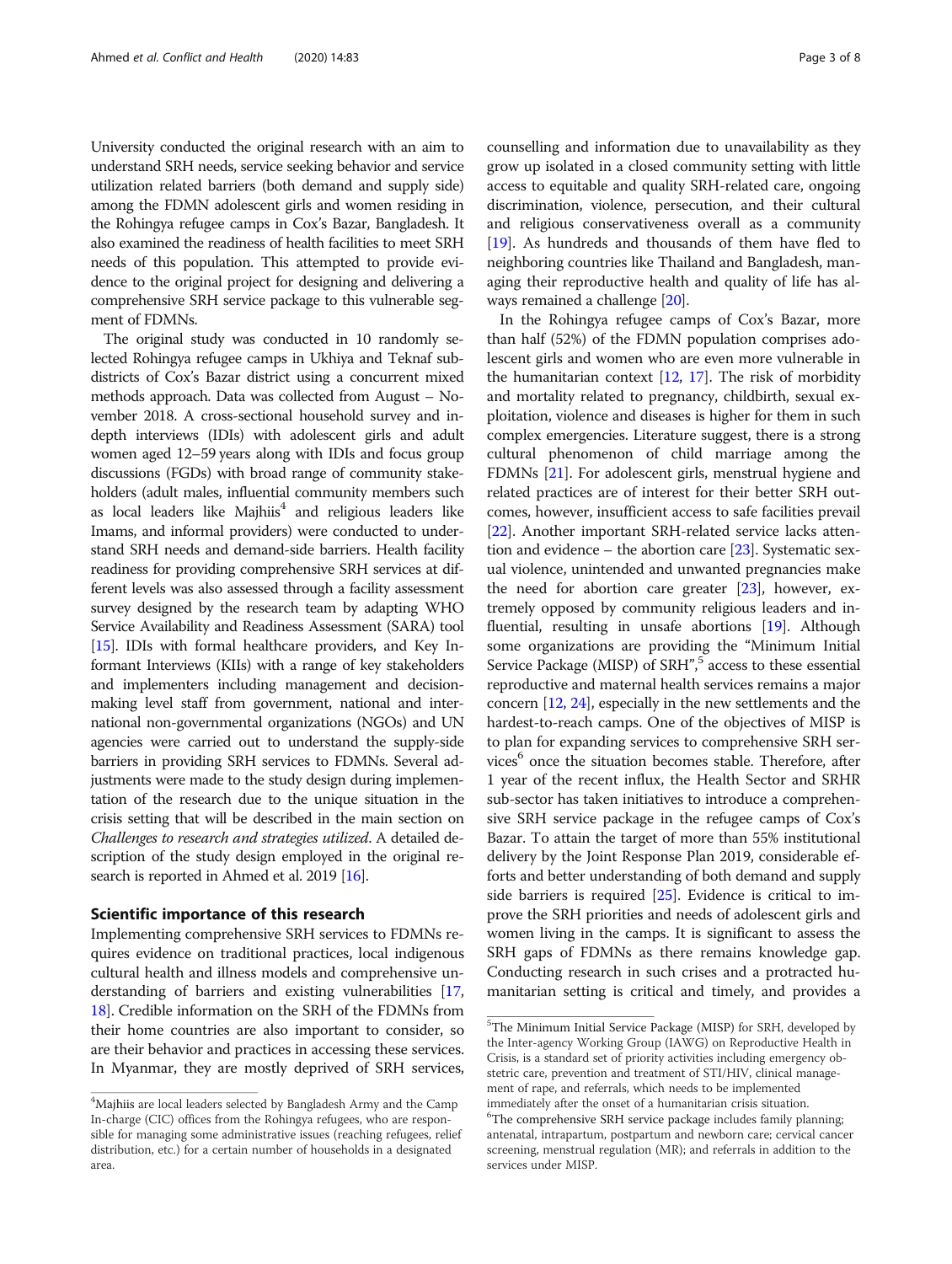University conducted the original research with an aim to understand SRH needs, service seeking behavior and service utilization related barriers (both demand and supply side) among the FDMN adolescent girls and women residing in the Rohingya refugee camps in Cox's Bazar, Bangladesh. It also examined the readiness of health facilities to meet SRH needs of this population. This attempted to provide evidence to the original project for designing and delivering a comprehensive SRH service package to this vulnerable segment of FDMNs.

The original study was conducted in 10 randomly selected Rohingya refugee camps in Ukhiya and Teknaf subdistricts of Cox's Bazar district using a concurrent mixed methods approach. Data was collected from August – November 2018. A cross-sectional household survey and in-depth interviews (IDIs) with adolescent girls and adult women aged 12–59 years along with IDIs and focus group discussions (FGDs) with broad range of community stakeholders (adult males, influential community members such as local leaders like Majhiis[4] and religious leaders like Imams, and informal providers) were conducted to understand SRH needs and demand-side barriers. Health facility readiness for providing comprehensive SRH services at different levels was also assessed through a facility assessment survey designed by the research team by adapting WHO Service Availability and Readiness Assessment (SARA) tool [15]. IDIs with formal healthcare providers, and Key Informant Interviews (KIIs) with a range of key stakeholders and implementers including management and decision-making level staff from government, national and international non-governmental organizations (NGOs) and UN agencies were carried out to understand the supply-side barriers in providing SRH services to FDMNs. Several adjustments were made to the study design during implementation of the research due to the unique situation in the crisis setting that will be described in the main section on *Challenges to research and strategies utilized*. A detailed description of the study design employed in the original research is reported in Ahmed et al. 2019 [16].

## Scientific importance of this research

Implementing comprehensive SRH services to FDMNs requires evidence on traditional practices, local indigenous cultural health and illness models and comprehensive understanding of barriers and existing vulnerabilities [17, 18]. Credible information on the SRH of the FDMNs from their home countries are also important to consider, so are their behavior and practices in accessing these services. In Myanmar, they are mostly deprived of SRH services, counselling and information due to unavailability as they grow up isolated in a closed community setting with little access to equitable and quality SRH-related care, ongoing discrimination, violence, persecution, and their cultural and religious conservativeness overall as a community [19]. As hundreds and thousands of them have fled to neighboring countries like Thailand and Bangladesh, managing their reproductive health and quality of life has always remained a challenge [20].

In the Rohingya refugee camps of Cox's Bazar, more than half (52%) of the FDMN population comprises adolescent girls and women who are even more vulnerable in the humanitarian context [12, 17]. The risk of morbidity and mortality related to pregnancy, childbirth, sexual exploitation, violence and diseases is higher for them in such complex emergencies. Literature suggest, there is a strong cultural phenomenon of child marriage among the FDMNs [21]. For adolescent girls, menstrual hygiene and related practices are of interest for their better SRH outcomes, however, insufficient access to safe facilities prevail [22]. Another important SRH-related service lacks attention and evidence – the abortion care [23]. Systematic sexual violence, unintended and unwanted pregnancies make the need for abortion care greater [23], however, extremely opposed by community religious leaders and influential, resulting in unsafe abortions [19]. Although some organizations are providing the "Minimum Initial Service Package (MISP) of SRH",[5] access to these essential reproductive and maternal health services remains a major concern [12, 24], especially in the new settlements and the hardest-to-reach camps. One of the objectives of MISP is to plan for expanding services to comprehensive SRH services[6] once the situation becomes stable. Therefore, after 1 year of the recent influx, the Health Sector and SRHR sub-sector has taken initiatives to introduce a comprehensive SRH service package in the refugee camps of Cox's Bazar. To attain the target of more than 55% institutional delivery by the Joint Response Plan 2019, considerable efforts and better understanding of both demand and supply side barriers is required [25]. Evidence is critical to improve the SRH priorities and needs of adolescent girls and women living in the camps. It is significant to assess the SRH gaps of FDMNs as there remains knowledge gap. Conducting research in such crises and a protracted humanitarian setting is critical and timely, and provides a

---

[4] Majhiis are local leaders selected by Bangladesh Army and the Camp In-charge (CIC) offices from the Rohingya refugees, who are responsible for managing some administrative issues (reaching refugees, relief distribution, etc.) for a certain number of households in a designated area.

[5] The Minimum Initial Service Package (MISP) for SRH, developed by the Inter-agency Working Group (IAWG) on Reproductive Health in Crisis, is a standard set of priority activities including emergency obstetric care, prevention and treatment of STI/HIV, clinical management of rape, and referrals, which needs to be implemented immediately after the onset of a humanitarian crisis situation.

[6] The comprehensive SRH service package includes family planning; antenatal, intrapartum, postpartum and newborn care; cervical cancer screening, menstrual regulation (MR); and referrals in addition to the services under MISP.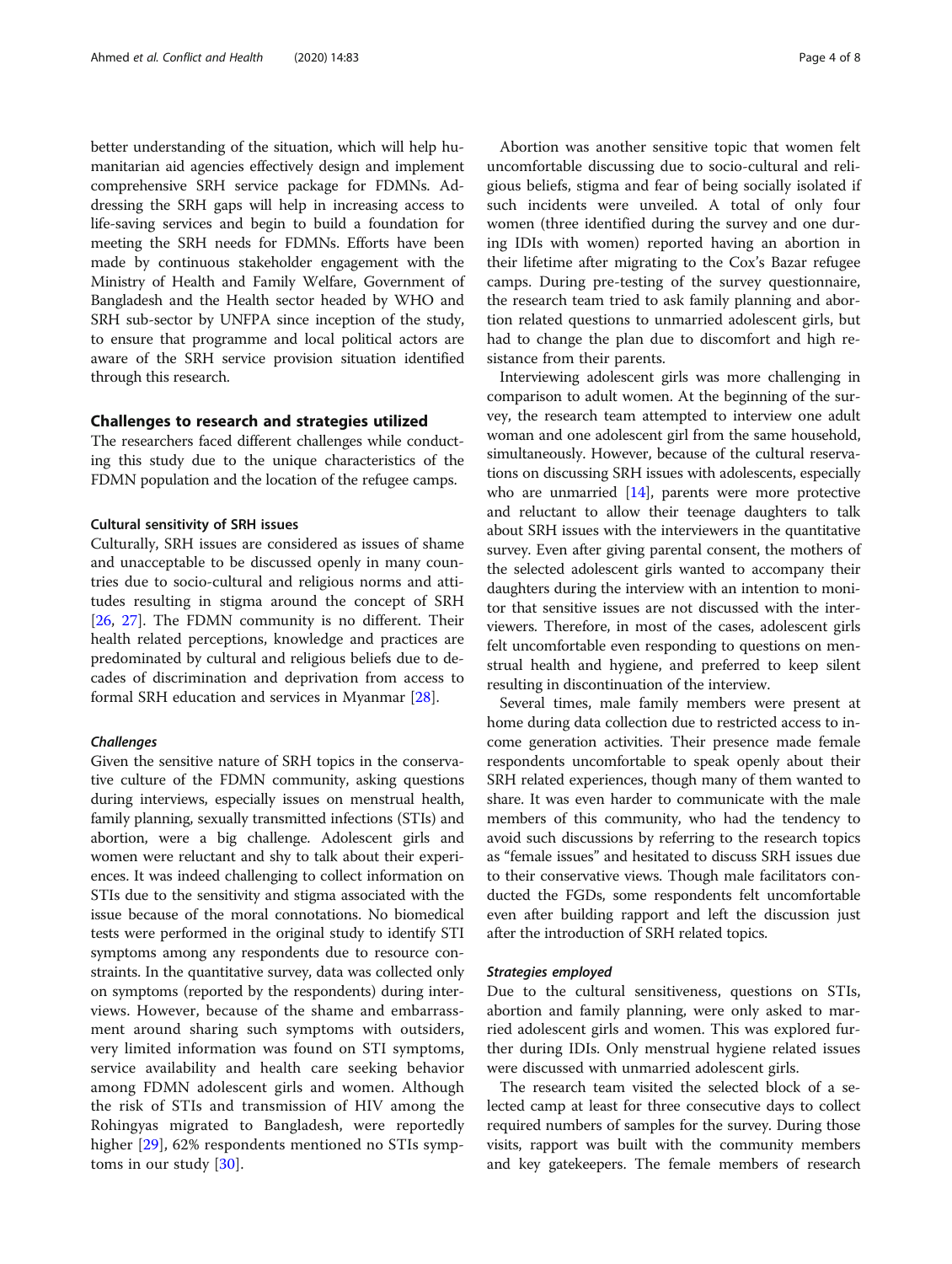better understanding of the situation, which will help humanitarian aid agencies effectively design and implement comprehensive SRH service package for FDMNs. Addressing the SRH gaps will help in increasing access to life-saving services and begin to build a foundation for meeting the SRH needs for FDMNs. Efforts have been made by continuous stakeholder engagement with the Ministry of Health and Family Welfare, Government of Bangladesh and the Health sector headed by WHO and SRH sub-sector by UNFPA since inception of the study, to ensure that programme and local political actors are aware of the SRH service provision situation identified through this research.

## Challenges to research and strategies utilized

The researchers faced different challenges while conducting this study due to the unique characteristics of the FDMN population and the location of the refugee camps.

### Cultural sensitivity of SRH issues

Culturally, SRH issues are considered as issues of shame and unacceptable to be discussed openly in many countries due to socio-cultural and religious norms and attitudes resulting in stigma around the concept of SRH [26, 27]. The FDMN community is no different. Their health related perceptions, knowledge and practices are predominated by cultural and religious beliefs due to decades of discrimination and deprivation from access to formal SRH education and services in Myanmar [28].

#### *Challenges*

Given the sensitive nature of SRH topics in the conservative culture of the FDMN community, asking questions during interviews, especially issues on menstrual health, family planning, sexually transmitted infections (STIs) and abortion, were a big challenge. Adolescent girls and women were reluctant and shy to talk about their experiences. It was indeed challenging to collect information on STIs due to the sensitivity and stigma associated with the issue because of the moral connotations. No biomedical tests were performed in the original study to identify STI symptoms among any respondents due to resource constraints. In the quantitative survey, data was collected only on symptoms (reported by the respondents) during interviews. However, because of the shame and embarrassment around sharing such symptoms with outsiders, very limited information was found on STI symptoms, service availability and health care seeking behavior among FDMN adolescent girls and women. Although the risk of STIs and transmission of HIV among the Rohingyas migrated to Bangladesh, were reportedly higher [29], 62% respondents mentioned no STIs symptoms in our study [30].

Abortion was another sensitive topic that women felt uncomfortable discussing due to socio-cultural and religious beliefs, stigma and fear of being socially isolated if such incidents were unveiled. A total of only four women (three identified during the survey and one during IDIs with women) reported having an abortion in their lifetime after migrating to the Cox's Bazar refugee camps. During pre-testing of the survey questionnaire, the research team tried to ask family planning and abortion related questions to unmarried adolescent girls, but had to change the plan due to discomfort and high resistance from their parents.

Interviewing adolescent girls was more challenging in comparison to adult women. At the beginning of the survey, the research team attempted to interview one adult woman and one adolescent girl from the same household, simultaneously. However, because of the cultural reservations on discussing SRH issues with adolescents, especially who are unmarried [14], parents were more protective and reluctant to allow their teenage daughters to talk about SRH issues with the interviewers in the quantitative survey. Even after giving parental consent, the mothers of the selected adolescent girls wanted to accompany their daughters during the interview with an intention to monitor that sensitive issues are not discussed with the interviewers. Therefore, in most of the cases, adolescent girls felt uncomfortable even responding to questions on menstrual health and hygiene, and preferred to keep silent resulting in discontinuation of the interview.

Several times, male family members were present at home during data collection due to restricted access to income generation activities. Their presence made female respondents uncomfortable to speak openly about their SRH related experiences, though many of them wanted to share. It was even harder to communicate with the male members of this community, who had the tendency to avoid such discussions by referring to the research topics as "female issues" and hesitated to discuss SRH issues due to their conservative views. Though male facilitators conducted the FGDs, some respondents felt uncomfortable even after building rapport and left the discussion just after the introduction of SRH related topics.

#### *Strategies employed*

Due to the cultural sensitiveness, questions on STIs, abortion and family planning, were only asked to married adolescent girls and women. This was explored further during IDIs. Only menstrual hygiene related issues were discussed with unmarried adolescent girls.

The research team visited the selected block of a selected camp at least for three consecutive days to collect required numbers of samples for the survey. During those visits, rapport was built with the community members and key gatekeepers. The female members of research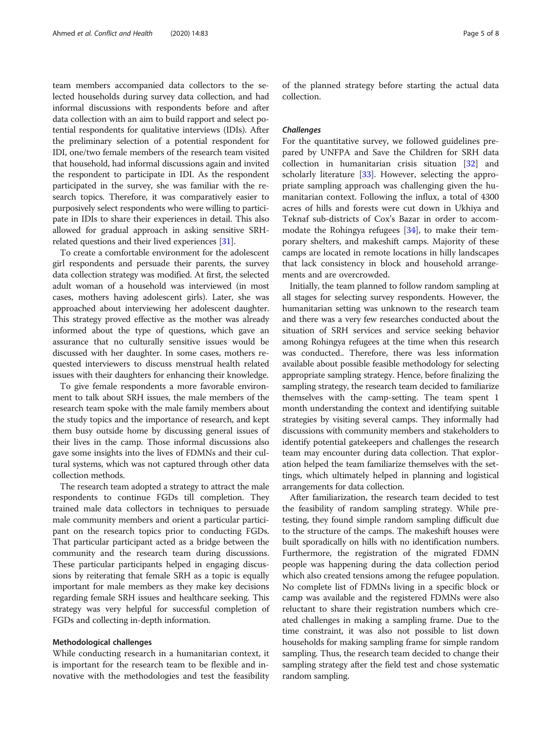team members accompanied data collectors to the selected households during survey data collection, and had informal discussions with respondents before and after data collection with an aim to build rapport and select potential respondents for qualitative interviews (IDIs). After the preliminary selection of a potential respondent for IDI, one/two female members of the research team visited that household, had informal discussions again and invited the respondent to participate in IDI. As the respondent participated in the survey, she was familiar with the research topics. Therefore, it was comparatively easier to purposively select respondents who were willing to participate in IDIs to share their experiences in detail. This also allowed for gradual approach in asking sensitive SRH-related questions and their lived experiences [31].

To create a comfortable environment for the adolescent girl respondents and persuade their parents, the survey data collection strategy was modified. At first, the selected adult woman of a household was interviewed (in most cases, mothers having adolescent girls). Later, she was approached about interviewing her adolescent daughter. This strategy proved effective as the mother was already informed about the type of questions, which gave an assurance that no culturally sensitive issues would be discussed with her daughter. In some cases, mothers requested interviewers to discuss menstrual health related issues with their daughters for enhancing their knowledge.

To give female respondents a more favorable environment to talk about SRH issues, the male members of the research team spoke with the male family members about the study topics and the importance of research, and kept them busy outside home by discussing general issues of their lives in the camp. Those informal discussions also gave some insights into the lives of FDMNs and their cultural systems, which was not captured through other data collection methods.

The research team adopted a strategy to attract the male respondents to continue FGDs till completion. They trained male data collectors in techniques to persuade male community members and orient a particular participant on the research topics prior to conducting FGDs. That particular participant acted as a bridge between the community and the research team during discussions. These particular participants helped in engaging discussions by reiterating that female SRH as a topic is equally important for male members as they make key decisions regarding female SRH issues and healthcare seeking. This strategy was very helpful for successful completion of FGDs and collecting in-depth information.

### Methodological challenges

While conducting research in a humanitarian context, it is important for the research team to be flexible and innovative with the methodologies and test the feasibility of the planned strategy before starting the actual data collection.

#### *Challenges*

For the quantitative survey, we followed guidelines prepared by UNFPA and Save the Children for SRH data collection in humanitarian crisis situation [32] and scholarly literature [33]. However, selecting the appropriate sampling approach was challenging given the humanitarian context. Following the influx, a total of 4300 acres of hills and forests were cut down in Ukhiya and Teknaf sub-districts of Cox's Bazar in order to accommodate the Rohingya refugees [34], to make their temporary shelters, and makeshift camps. Majority of these camps are located in remote locations in hilly landscapes that lack consistency in block and household arrangements and are overcrowded.

Initially, the team planned to follow random sampling at all stages for selecting survey respondents. However, the humanitarian setting was unknown to the research team and there was a very few researches conducted about the situation of SRH services and service seeking behavior among Rohingya refugees at the time when this research was conducted.. Therefore, there was less information available about possible feasible methodology for selecting appropriate sampling strategy. Hence, before finalizing the sampling strategy, the research team decided to familiarize themselves with the camp-setting. The team spent 1 month understanding the context and identifying suitable strategies by visiting several camps. They informally had discussions with community members and stakeholders to identify potential gatekeepers and challenges the research team may encounter during data collection. That exploration helped the team familiarize themselves with the settings, which ultimately helped in planning and logistical arrangements for data collection.

After familiarization, the research team decided to test the feasibility of random sampling strategy. While pretesting, they found simple random sampling difficult due to the structure of the camps. The makeshift houses were built sporadically on hills with no identification numbers. Furthermore, the registration of the migrated FDMN people was happening during the data collection period which also created tensions among the refugee population. No complete list of FDMNs living in a specific block or camp was available and the registered FDMNs were also reluctant to share their registration numbers which created challenges in making a sampling frame. Due to the time constraint, it was also not possible to list down households for making sampling frame for simple random sampling. Thus, the research team decided to change their sampling strategy after the field test and chose systematic random sampling.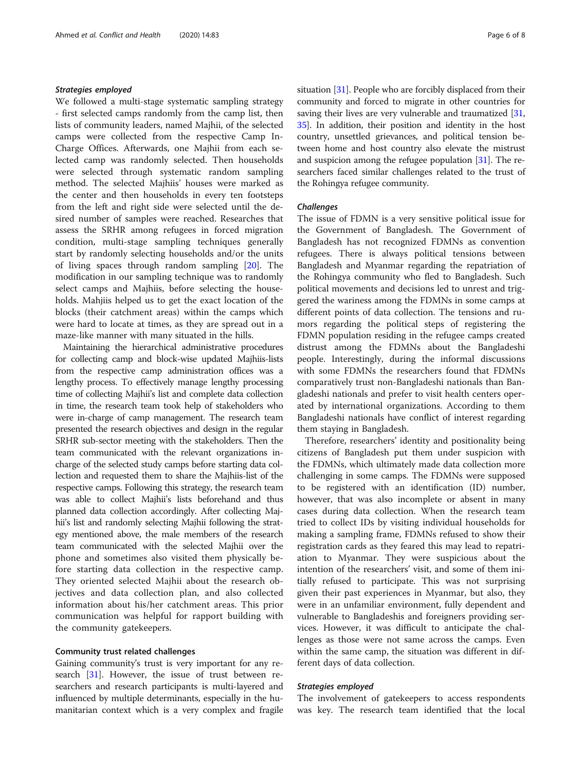#### *Strategies employed*

We followed a multi-stage systematic sampling strategy - first selected camps randomly from the camp list, then lists of community leaders, named Majhii, of the selected camps were collected from the respective Camp In-Charge Offices. Afterwards, one Majhii from each selected camp was randomly selected. Then households were selected through systematic random sampling method. The selected Majhiis' houses were marked as the center and then households in every ten footsteps from the left and right side were selected until the desired number of samples were reached. Researches that assess the SRHR among refugees in forced migration condition, multi-stage sampling techniques generally start by randomly selecting households and/or the units of living spaces through random sampling [20]. The modification in our sampling technique was to randomly select camps and Majhiis, before selecting the households. Mahjiis helped us to get the exact location of the blocks (their catchment areas) within the camps which were hard to locate at times, as they are spread out in a maze-like manner with many situated in the hills.

Maintaining the hierarchical administrative procedures for collecting camp and block-wise updated Majhiis-lists from the respective camp administration offices was a lengthy process. To effectively manage lengthy processing time of collecting Majhii's list and complete data collection in time, the research team took help of stakeholders who were in-charge of camp management. The research team presented the research objectives and design in the regular SRHR sub-sector meeting with the stakeholders. Then the team communicated with the relevant organizations in-charge of the selected study camps before starting data collection and requested them to share the Majhiis-list of the respective camps. Following this strategy, the research team was able to collect Majhii's lists beforehand and thus planned data collection accordingly. After collecting Majhii's list and randomly selecting Majhii following the strategy mentioned above, the male members of the research team communicated with the selected Majhii over the phone and sometimes also visited them physically before starting data collection in the respective camp. They oriented selected Majhii about the research objectives and data collection plan, and also collected information about his/her catchment areas. This prior communication was helpful for rapport building with the community gatekeepers.

### Community trust related challenges

Gaining community's trust is very important for any research [31]. However, the issue of trust between researchers and research participants is multi-layered and influenced by multiple determinants, especially in the humanitarian context which is a very complex and fragile situation [31]. People who are forcibly displaced from their community and forced to migrate in other countries for saving their lives are very vulnerable and traumatized [31, 35]. In addition, their position and identity in the host country, unsettled grievances, and political tension between home and host country also elevate the mistrust and suspicion among the refugee population [31]. The researchers faced similar challenges related to the trust of the Rohingya refugee community.

#### *Challenges*

The issue of FDMN is a very sensitive political issue for the Government of Bangladesh. The Government of Bangladesh has not recognized FDMNs as convention refugees. There is always political tensions between Bangladesh and Myanmar regarding the repatriation of the Rohingya community who fled to Bangladesh. Such political movements and decisions led to unrest and triggered the wariness among the FDMNs in some camps at different points of data collection. The tensions and rumors regarding the political steps of registering the FDMN population residing in the refugee camps created distrust among the FDMNs about the Bangladeshi people. Interestingly, during the informal discussions with some FDMNs the researchers found that FDMNs comparatively trust non-Bangladeshi nationals than Bangladeshi nationals and prefer to visit health centers operated by international organizations. According to them Bangladeshi nationals have conflict of interest regarding them staying in Bangladesh.

Therefore, researchers' identity and positionality being citizens of Bangladesh put them under suspicion with the FDMNs, which ultimately made data collection more challenging in some camps. The FDMNs were supposed to be registered with an identification (ID) number, however, that was also incomplete or absent in many cases during data collection. When the research team tried to collect IDs by visiting individual households for making a sampling frame, FDMNs refused to show their registration cards as they feared this may lead to repatriation to Myanmar. They were suspicious about the intention of the researchers' visit, and some of them initially refused to participate. This was not surprising given their past experiences in Myanmar, but also, they were in an unfamiliar environment, fully dependent and vulnerable to Bangladeshis and foreigners providing services. However, it was difficult to anticipate the challenges as those were not same across the camps. Even within the same camp, the situation was different in different days of data collection.

#### *Strategies employed*

The involvement of gatekeepers to access respondents was key. The research team identified that the local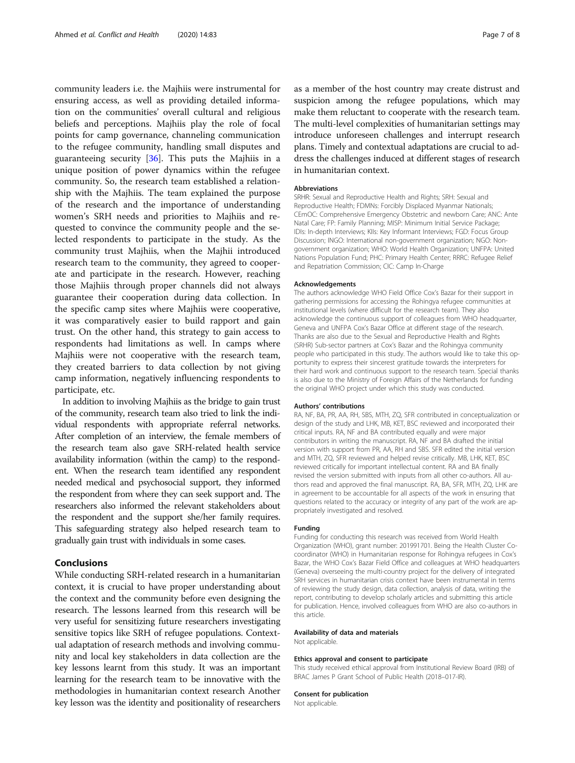community leaders i.e. the Majhiis were instrumental for ensuring access, as well as providing detailed information on the communities' overall cultural and religious beliefs and perceptions. Majhiis play the role of focal points for camp governance, channeling communication to the refugee community, handling small disputes and guaranteeing security [36]. This puts the Majhiis in a unique position of power dynamics within the refugee community. So, the research team established a relationship with the Majhiis. The team explained the purpose of the research and the importance of understanding women's SRH needs and priorities to Majhiis and requested to convince the community people and the selected respondents to participate in the study. As the community trust Majhiis, when the Majhii introduced research team to the community, they agreed to cooperate and participate in the research. However, reaching those Majhiis through proper channels did not always guarantee their cooperation during data collection. In the specific camp sites where Majhiis were cooperative, it was comparatively easier to build rapport and gain trust. On the other hand, this strategy to gain access to respondents had limitations as well. In camps where Majhiis were not cooperative with the research team, they created barriers to data collection by not giving camp information, negatively influencing respondents to participate, etc.

In addition to involving Majhiis as the bridge to gain trust of the community, research team also tried to link the individual respondents with appropriate referral networks. After completion of an interview, the female members of the research team also gave SRH-related health service availability information (within the camp) to the respondent. When the research team identified any respondent needed medical and psychosocial support, they informed the respondent from where they can seek support and. The researchers also informed the relevant stakeholders about the respondent and the support she/her family requires. This safeguarding strategy also helped research team to gradually gain trust with individuals in some cases.

## Conclusions

While conducting SRH-related research in a humanitarian context, it is crucial to have proper understanding about the context and the community before even designing the research. The lessons learned from this research will be very useful for sensitizing future researchers investigating sensitive topics like SRH of refugee populations. Contextual adaptation of research methods and involving community and local key stakeholders in data collection are the key lessons learnt from this study. It was an important learning for the research team to be innovative with the methodologies in humanitarian context research Another key lesson was the identity and positionality of researchers as a member of the host country may create distrust and suspicion among the refugee populations, which may make them reluctant to cooperate with the research team. The multi-level complexities of humanitarian settings may introduce unforeseen challenges and interrupt research plans. Timely and contextual adaptations are crucial to address the challenges induced at different stages of research in humanitarian context.

#### Abbreviations

SRHR: Sexual and Reproductive Health and Rights; SRH: Sexual and Reproductive Health; FDMNs: Forcibly Displaced Myanmar Nationals; CEmOC: Comprehensive Emergency Obstetric and newborn Care; ANC: Ante Natal Care; FP: Family Planning; MISP: Minimum Initial Service Package; IDIs: In-depth Interviews; KIIs: Key Informant Interviews; FGD: Focus Group Discussion; INGO: International non-government organization; NGO: Non-government organization; WHO: World Health Organization; UNFPA: United Nations Population Fund; PHC: Primary Health Center; RRRC: Refugee Relief and Repatriation Commission; CIC: Camp In-Charge

#### Acknowledgements

The authors acknowledge WHO Field Office Cox's Bazar for their support in gathering permissions for accessing the Rohingya refugee communities at institutional levels (where difficult for the research team). They also acknowledge the continuous support of colleagues from WHO headquarter, Geneva and UNFPA Cox's Bazar Office at different stage of the research. Thanks are also due to the Sexual and Reproductive Health and Rights (SRHR) Sub-sector partners at Cox's Bazar and the Rohingya community people who participated in this study. The authors would like to take this opportunity to express their sincerest gratitude towards the interpreters for their hard work and continuous support to the research team. Special thanks is also due to the Ministry of Foreign Affairs of the Netherlands for funding the original WHO project under which this study was conducted.

#### Authors' contributions

RA, NF, BA, PR, AA, RH, SBS, MTH, ZQ, SFR contributed in conceptualization or design of the study and LHK, MB, KET, BSC reviewed and incorporated their critical inputs. RA, NF and BA contributed equally and were major contributors in writing the manuscript. RA, NF and BA drafted the initial version with support from PR, AA, RH and SBS. SFR edited the initial version and MTH, ZQ, SFR reviewed and helped revise critically. MB, LHK, KET, BSC reviewed critically for important intellectual content. RA and BA finally revised the version submitted with inputs from all other co-authors. All authors read and approved the final manuscript. RA, BA, SFR, MTH, ZQ, LHK are in agreement to be accountable for all aspects of the work in ensuring that questions related to the accuracy or integrity of any part of the work are appropriately investigated and resolved.

#### Funding

Funding for conducting this research was received from World Health Organization (WHO), grant number: 201991701. Being the Health Cluster Co-coordinator (WHO) in Humanitarian response for Rohingya refugees in Cox's Bazar, the WHO Cox's Bazar Field Office and colleagues at WHO headquarters (Geneva) overseeing the multi-country project for the delivery of integrated SRH services in humanitarian crisis context have been instrumental in terms of reviewing the study design, data collection, analysis of data, writing the report, contributing to develop scholarly articles and submitting this article for publication. Hence, involved colleagues from WHO are also co-authors in this article.

#### Availability of data and materials

Not applicable.

#### Ethics approval and consent to participate

This study received ethical approval from Institutional Review Board (IRB) of BRAC James P Grant School of Public Health (2018–017-IR).

#### Consent for publication

Not applicable.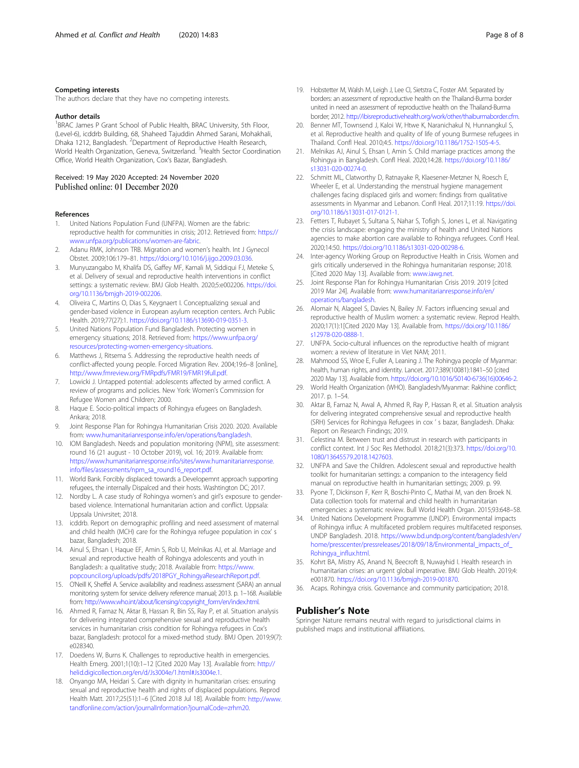### Competing interests

The authors declare that they have no competing interests.

### Author details

[1]BRAC James P Grant School of Public Health, BRAC University, 5th Floor, (Level-6), icddrb Building, 68, Shaheed Tajuddin Ahmed Sarani, Mohakhali, Dhaka 1212, Bangladesh. [2]Department of Reproductive Health Research, World Health Organization, Geneva, Switzerland. [3]Health Sector Coordination Office, World Health Organization, Cox's Bazar, Bangladesh.

Received: 19 May 2020 Accepted: 24 November 2020
Published online: 01 December 2020

### References

1. United Nations Population Fund (UNFPA). Women are the fabric: reproductive health for communities in crisis; 2012. Retrieved from: https://www.unfpa.org/publications/women-are-fabric.
2. Adanu RMK, Johnson TRB. Migration and women's health. Int J Gynecol Obstet. 2009;106:179–81. https://doi.org/10.1016/j.ijgo.2009.03.036.
3. Munyuzangabo M, Khalifa DS, Gaffey MF, Kamali M, Siddiqui FJ, Meteke S, et al. Delivery of sexual and reproductive health interventions in conflict settings: a systematic review. BMJ Glob Health. 2020;5:e002206. https://doi.org/10.1136/bmjgh-2019-002206.
4. Oliveira C, Martins O, Dias S, Keygnaert I. Conceptualizing sexual and gender-based violence in European asylum reception centers. Arch Public Health. 2019;77(27):1. https://doi.org/10.1186/s13690-019-0351-3.
5. United Nations Population Fund Bangladesh. Protecting women in emergency situations; 2018. Retrieved from: https://www.unfpa.org/resources/protecting-women-emergency-situations.
6. Matthews J, Ritsema S. Addressing the reproductive health needs of conflict-affected young people. Forced Migration Rev. 2004;19:6–8 [online], http://www.fmreview.org/FMRpdfs/FMR19/FMR19full.pdf.
7. Lowicki J. Untapped potential: adolescents affected by armed conflict. A review of programs and policies. New York: Women's Commission for Refugee Women and Children; 2000.
8. Haque E. Socio-political impacts of Rohingya efugees on Bangladesh. Ankara; 2018.
9. Joint Response Plan for Rohingya Humanitarian Crisis 2020. 2020. Available from: www.humanitarianresponse.info/en/operations/bangladesh.
10. IOM Bangladesh. Needs and population monitoring (NPM), site assessment: round 16 (21 august - 10 October 2019), vol. 16; 2019. Available from: https://www.humanitarianresponse.info/sites/www.humanitarianresponse.info/files/assessments/npm_sa_round16_report.pdf.
11. World Bank. Forcibly displaced: towards a Developemnt approach supporting refugees, the internally Dispalced and their hosts. Washtington DC; 2017.
12. Nordby L. A case study of Rohingya women's and girl's exposure to gender-based violence. International humanitarian action and conflict. Uppsala: Uppsala Univrsitet; 2018.
13. icddrb. Report on demographic profiling and need assessment of maternal and child health (MCH) care for the Rohingya refugee population in cox' s bazar, Bangladesh; 2018.
14. Ainul S, Ehsan I, Haque EF, Amin S, Rob U, Melnikas AJ, et al. Marriage and sexual and reproductive health of Rohingya adolescents and youth in Bangladesh: a qualitative study; 2018. Available from: https://www.popcouncil.org/uploads/pdfs/2018PGY_RohingyaResearchReport.pdf.
15. O'Neill K, Sheffel A. Service availability and readiness assessment (SARA) an annual monitoring system for service delivery reference manual; 2013. p. 1–168. Available from: http://www.who.int/about/licensing/copyright_form/en/index.html.
16. Ahmed R, Farnaz N, Aktar B, Hassan R, Bin SS, Ray P, et al. Situation analysis for delivering integrated comprehensive sexual and reproductive health services in humanitarian crisis condition for Rohingya refugees in Cox's bazar, Bangladesh: protocol for a mixed-method study. BMJ Open. 2019;9(7): e028340.
17. Doedens W, Burns K. Challenges to reproductive health in emergencies. Health Emerg. 2001;1(10):1–12 [Cited 2020 May 13]. Available from: http://helid.digicollection.org/en/d/Js3004e/1.html#Js3004e.1.
18. Onyango MA, Heidari S. Care with dignity in humanitarian crises: ensuring sexual and reproductive health and rights of displaced populations. Reprod Health Matt. 2017;25(51):1–6 [Cited 2018 Jul 18]. Available from: http://www.tandfonline.com/action/journalInformation?journalCode=zrhm20.
19. Hobstetter M, Walsh M, Leigh J, Lee CI, Sietstra C, Foster AM. Separated by borders: an assessment of reproductive health on the Thailand-Burma border united in need an assessment of reproductive health on the Thailand-Burma border; 2012. http://ibisreproductivehealth.org/work/other/thaiburmaborder.cfm.
20. Benner MT, Townsend J, Kaloi W, Htwe K, Naranichakul N, Hunnangkul S, et al. Reproductive health and quality of life of young Burmese refugees in Thailand. Confl Heal. 2010;4:5. https://doi.org/10.1186/1752-1505-4-5.
21. Melnikas AJ, Ainul S, Ehsan I, Amin S. Child marriage practices among the Rohingya in Bangladesh. Confl Heal. 2020;14:28. https://doi.org/10.1186/s13031-020-00274-0.
22. Schmitt ML, Clatworthy D, Ratnayake R, Klaesener-Metzner N, Roesch E, Wheeler E, et al. Understanding the menstrual hygiene management challenges facing displaced girls and women: findings from qualitative assessments in Myanmar and Lebanon. Confl Heal. 2017;11:19. https://doi.org/10.1186/s13031-017-0121-1.
23. Fetters T, Rubayet S, Sultana S, Nahar S, Tofigh S, Jones L, et al. Navigating the crisis landscape: engaging the ministry of health and United Nations agencies to make abortion care available to Rohingya refugees. Confl Heal. 2020;14:50. https://doi.org/10.1186/s13031-020-00298-6.
24. Inter-agency Working Group on Reproductive Health in Crisis. Women and girls critically underserved in the Rohingya humanitarian response; 2018. [Cited 2020 May 13]. Available from: www.iawg.net.
25. Joint Response Plan for Rohingya Humanitarian Crisis 2019. 2019 [cited 2019 Mar 24]. Available from: www.humanitarianresponse.info/en/operations/bangladesh.
26. Alomair N, Alageel S, Davies N, Bailey JV. Factors influencing sexual and reproductive health of Muslim women: a systematic review. Reprod Health. 2020;17(1):1[Cited 2020 May 13]. Available from. https://doi.org/10.1186/s12978-020-0888-1.
27. UNFPA. Socio-cultural influences on the reproductive health of migrant women: a review of literature in Viet NAM; 2011.
28. Mahmood SS, Wroe E, Fuller A, Leaning J. The Rohingya people of Myanmar: health, human rights, and identity. Lancet. 2017;389(10081):1841–50 [cited 2020 May 13]. Available from. https://doi.org/10.1016/S0140-6736(16)00646-2.
29. World Health Organization (WHO). Bangladesh/Myanmar: Rakhine conflict; 2017. p. 1–54.
30. Aktar B, Farnaz N, Awal A, Ahmed R, Ray P, Hassan R, et al. Situation analysis for delivering integrated comprehensive sexual and reproductive health (SRH) Services for Rohingya Refugees in cox ' s bazar, Bangladesh. Dhaka: Report on Research Findings; 2019.
31. Celestina M. Between trust and distrust in research with participants in conflict context. Int J Soc Res Methodol. 2018;21(3):373. https://doi.org/10.1080/13645579.2018.1427603.
32. UNFPA and Save the Children. Adolescent sexual and reproductive health toolkit for humanitarian settings: a companion to the interagency field manual on reproductive health in humanitarian settings; 2009. p. 99.
33. Pyone T, Dickinson F, Kerr R, Boschi-Pinto C, Mathai M, van den Broek N. Data collection tools for maternal and child health in humanitarian emergencies: a systematic review. Bull World Health Organ. 2015;93:648–58.
34. United Nations Development Programme (UNDP). Environmental impacts of Rohingya influx: A multifaceted problem requires multifaceted responses. UNDP Bangladesh. 2018. https://www.bd.undp.org/content/bangladesh/en/home/presscenter/pressreleases/2018/09/18/Environmental_impacts_of_Rohingya_influx.html.
35. Kohrt BA, Mistry AS, Anand N, Beecroft B, Nuwayhid I. Health research in humanitarian crises: an urgent global imperative. BMJ Glob Health. 2019;4: e001870. https://doi.org/10.1136/bmjgh-2019-001870.
36. Acaps. Rohingya crisis. Governance and community participation; 2018.

## Publisher's Note

Springer Nature remains neutral with regard to jurisdictional claims in published maps and institutional affiliations.